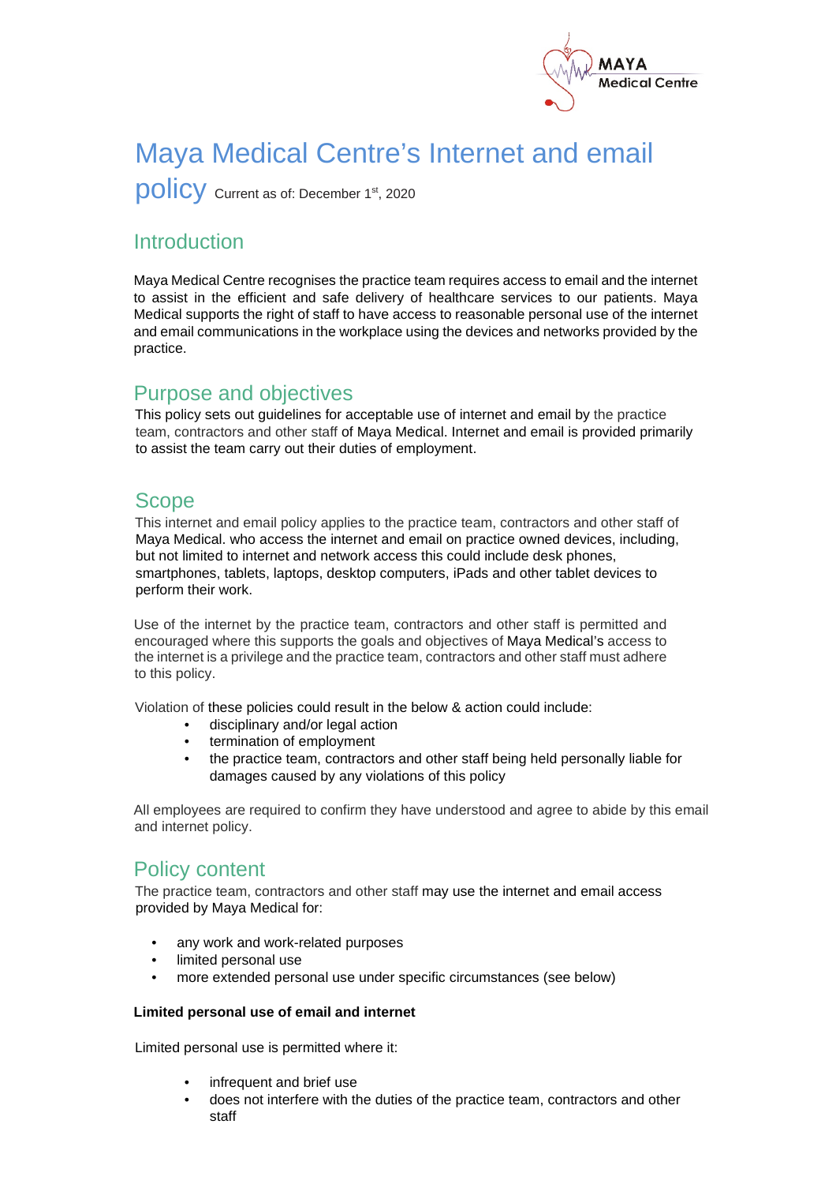MAYA
Medical Centre

# Maya Medical Centre's Internet and email policy

Current as of: December 1st, 2020

## Introduction

Maya Medical Centre recognises the practice team requires access to email and the internet to assist in the efficient and safe delivery of healthcare services to our patients. Maya Medical supports the right of staff to have access to reasonable personal use of the internet and email communications in the workplace using the devices and networks provided by the practice.

## Purpose and objectives

This policy sets out guidelines for acceptable use of internet and email by the practice team, contractors and other staff of Maya Medical. Internet and email is provided primarily to assist the team carry out their duties of employment.

## Scope

This internet and email policy applies to the practice team, contractors and other staff of Maya Medical. who access the internet and email on practice owned devices, including, but not limited to internet and network access this could include desk phones, smartphones, tablets, laptops, desktop computers, iPads and other tablet devices to perform their work.

Use of the internet by the practice team, contractors and other staff is permitted and encouraged where this supports the goals and objectives of Maya Medical's access to the internet is a privilege and the practice team, contractors and other staff must adhere to this policy.

Violation of these policies could result in the below & action could include:

- disciplinary and/or legal action
- termination of employment
- the practice team, contractors and other staff being held personally liable for damages caused by any violations of this policy

All employees are required to confirm they have understood and agree to abide by this email and internet policy.

## Policy content

The practice team, contractors and other staff may use the internet and email access provided by Maya Medical for:

- any work and work-related purposes
- limited personal use
- more extended personal use under specific circumstances (see below)

**Limited personal use of email and internet**

Limited personal use is permitted where it:

- infrequent and brief use
- does not interfere with the duties of the practice team, contractors and other staff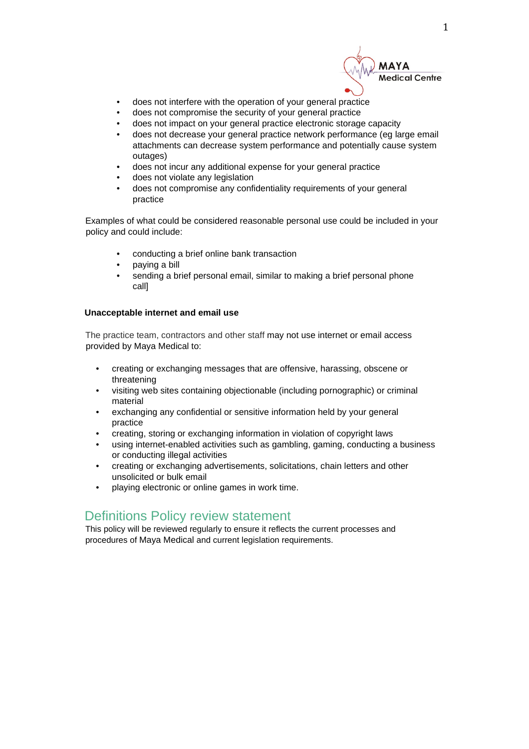- does not interfere with the operation of your general practice
- does not compromise the security of your general practice
- does not impact on your general practice electronic storage capacity
- does not decrease your general practice network performance (eg large email attachments can decrease system performance and potentially cause system outages)
- does not incur any additional expense for your general practice
- does not violate any legislation
- does not compromise any confidentiality requirements of your general practice

Examples of what could be considered reasonable personal use could be included in your policy and could include:

- conducting a brief online bank transaction
- paying a bill
- sending a brief personal email, similar to making a brief personal phone call]

**Unacceptable internet and email use**

The practice team, contractors and other staff may not use internet or email access provided by Maya Medical to:

- creating or exchanging messages that are offensive, harassing, obscene or threatening
- visiting web sites containing objectionable (including pornographic) or criminal material
- exchanging any confidential or sensitive information held by your general practice
- creating, storing or exchanging information in violation of copyright laws
- using internet-enabled activities such as gambling, gaming, conducting a business or conducting illegal activities
- creating or exchanging advertisements, solicitations, chain letters and other unsolicited or bulk email
- playing electronic or online games in work time.

## Definitions Policy review statement

This policy will be reviewed regularly to ensure it reflects the current processes and procedures of Maya Medical and current legislation requirements.